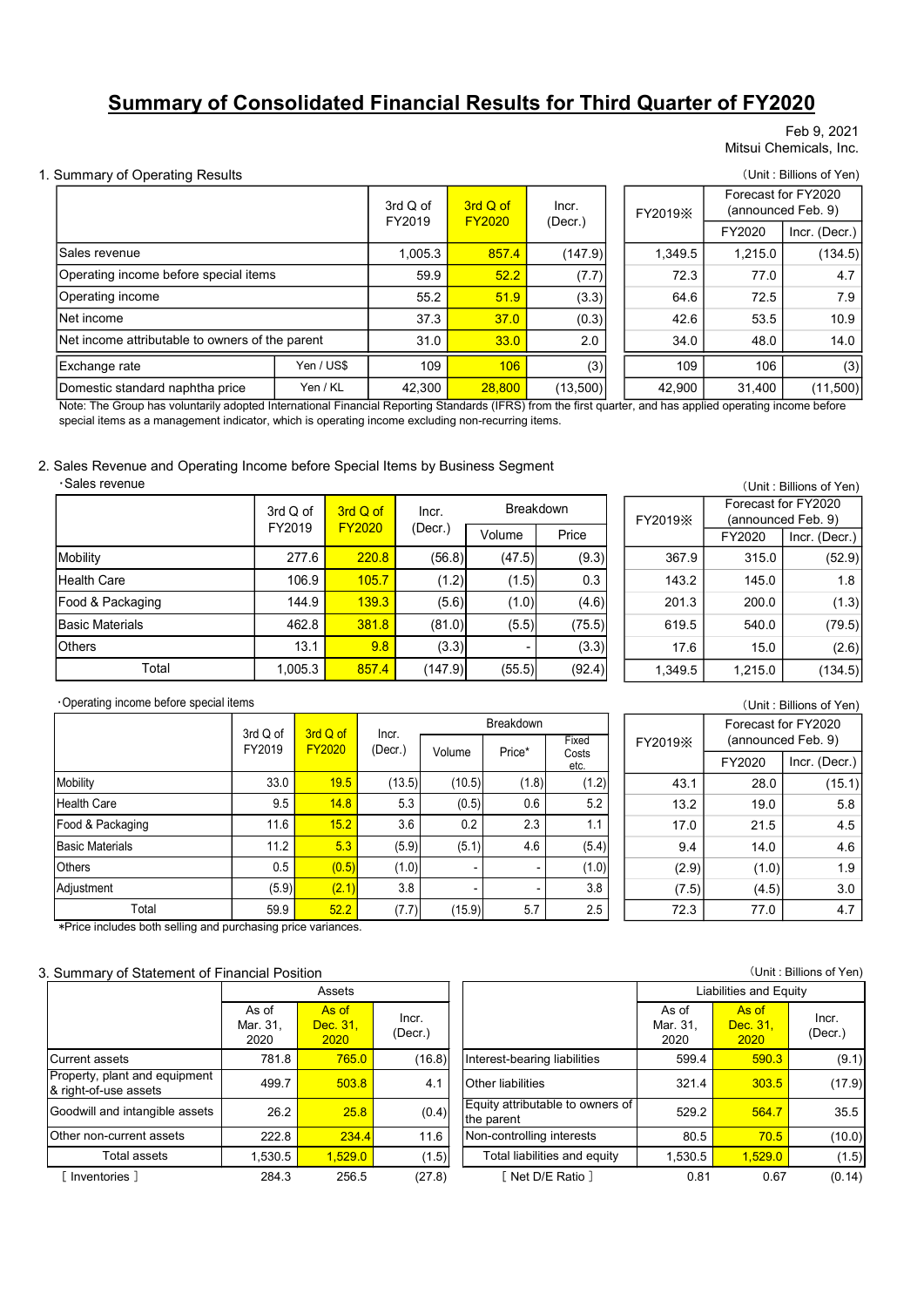# Summary of Consolidated Financial Results for Third Quarter of FY2020

Feb 9, 2021
Mitsui Chemicals, Inc.

## 1. Summary of Operating Results

(Unit : Billions of Yen)

| | | 3rd Q of FY2019 | 3rd Q of FY2020 | Incr. (Decr.) | FY2019※ | Forecast for FY2020 (announced Feb. 9) | |
|---|---|---|---|---|---|---|---|
| | | | | | | FY2020 | Incr. (Decr.) |
| Sales revenue | | 1,005.3 | 857.4 | (147.9) | 1,349.5 | 1,215.0 | (134.5) |
| Operating income before special items | | 59.9 | 52.2 | (7.7) | 72.3 | 77.0 | 4.7 |
| Operating income | | 55.2 | 51.9 | (3.3) | 64.6 | 72.5 | 7.9 |
| Net income | | 37.3 | 37.0 | (0.3) | 42.6 | 53.5 | 10.9 |
| Net income attributable to owners of the parent | | 31.0 | 33.0 | 2.0 | 34.0 | 48.0 | 14.0 |
| Exchange rate | Yen / US$ | 109 | 106 | (3) | 109 | 106 | (3) |
| Domestic standard naphtha price | Yen / KL | 42,300 | 28,800 | (13,500) | 42,900 | 31,400 | (11,500) |

Note: The Group has voluntarily adopted International Financial Reporting Standards (IFRS) from the first quarter, and has applied operating income before special items as a management indicator, which is operating income excluding non-recurring items.

## 2. Sales Revenue and Operating Income before Special Items by Business Segment

・Sales revenue

(Unit : Billions of Yen)

| | 3rd Q of FY2019 | 3rd Q of FY2020 | Incr. (Decr.) | Breakdown | | FY2019※ | Forecast for FY2020 (announced Feb. 9) | |
|---|---|---|---|---|---|---|---|---|
| | | | | Volume | Price | | FY2020 | Incr. (Decr.) |
| Mobility | 277.6 | 220.8 | (56.8) | (47.5) | (9.3) | 367.9 | 315.0 | (52.9) |
| Health Care | 106.9 | 105.7 | (1.2) | (1.5) | 0.3 | 143.2 | 145.0 | 1.8 |
| Food & Packaging | 144.9 | 139.3 | (5.6) | (1.0) | (4.6) | 201.3 | 200.0 | (1.3) |
| Basic Materials | 462.8 | 381.8 | (81.0) | (5.5) | (75.5) | 619.5 | 540.0 | (79.5) |
| Others | 13.1 | 9.8 | (3.3) | - | (3.3) | 17.6 | 15.0 | (2.6) |
| Total | 1,005.3 | 857.4 | (147.9) | (55.5) | (92.4) | 1,349.5 | 1,215.0 | (134.5) |

・Operating income before special items

(Unit : Billions of Yen)

| | 3rd Q of FY2019 | 3rd Q of FY2020 | Incr. (Decr.) | Breakdown | | | FY2019※ | Forecast for FY2020 (announced Feb. 9) | |
|---|---|---|---|---|---|---|---|---|---|
| | | | | Volume | Price* | Fixed Costs etc. | | FY2020 | Incr. (Decr.) |
| Mobility | 33.0 | 19.5 | (13.5) | (10.5) | (1.8) | (1.2) | 43.1 | 28.0 | (15.1) |
| Health Care | 9.5 | 14.8 | 5.3 | (0.5) | 0.6 | 5.2 | 13.2 | 19.0 | 5.8 |
| Food & Packaging | 11.6 | 15.2 | 3.6 | 0.2 | 2.3 | 1.1 | 17.0 | 21.5 | 4.5 |
| Basic Materials | 11.2 | 5.3 | (5.9) | (5.1) | 4.6 | (5.4) | 9.4 | 14.0 | 4.6 |
| Others | 0.5 | (0.5) | (1.0) | - | - | (1.0) | (2.9) | (1.0) | 1.9 |
| Adjustment | (5.9) | (2.1) | 3.8 | - | - | 3.8 | (7.5) | (4.5) | 3.0 |
| Total | 59.9 | 52.2 | (7.7) | (15.9) | 5.7 | 2.5 | 72.3 | 77.0 | 4.7 |

*Price includes both selling and purchasing price variances.

## 3. Summary of Statement of Financial Position

(Unit : Billions of Yen)

| Assets | As of Mar. 31, 2020 | As of Dec. 31, 2020 | Incr. (Decr.) |
|---|---|---|---|
| Current assets | 781.8 | 765.0 | (16.8) |
| Property, plant and equipment & right-of-use assets | 499.7 | 503.8 | 4.1 |
| Goodwill and intangible assets | 26.2 | 25.8 | (0.4) |
| Other non-current assets | 222.8 | 234.4 | 11.6 |
| Total assets | 1,530.5 | 1,529.0 | (1.5) |
| [ Inventories ] | 284.3 | 256.5 | (27.8) |

| Liabilities and Equity | As of Mar. 31, 2020 | As of Dec. 31, 2020 | Incr. (Decr.) |
|---|---|---|---|
| Interest-bearing liabilities | 599.4 | 590.3 | (9.1) |
| Other liabilities | 321.4 | 303.5 | (17.9) |
| Equity attributable to owners of the parent | 529.2 | 564.7 | 35.5 |
| Non-controlling interests | 80.5 | 70.5 | (10.0) |
| Total liabilities and equity | 1,530.5 | 1,529.0 | (1.5) |
| [ Net D/E Ratio ] | 0.81 | 0.67 | (0.14) |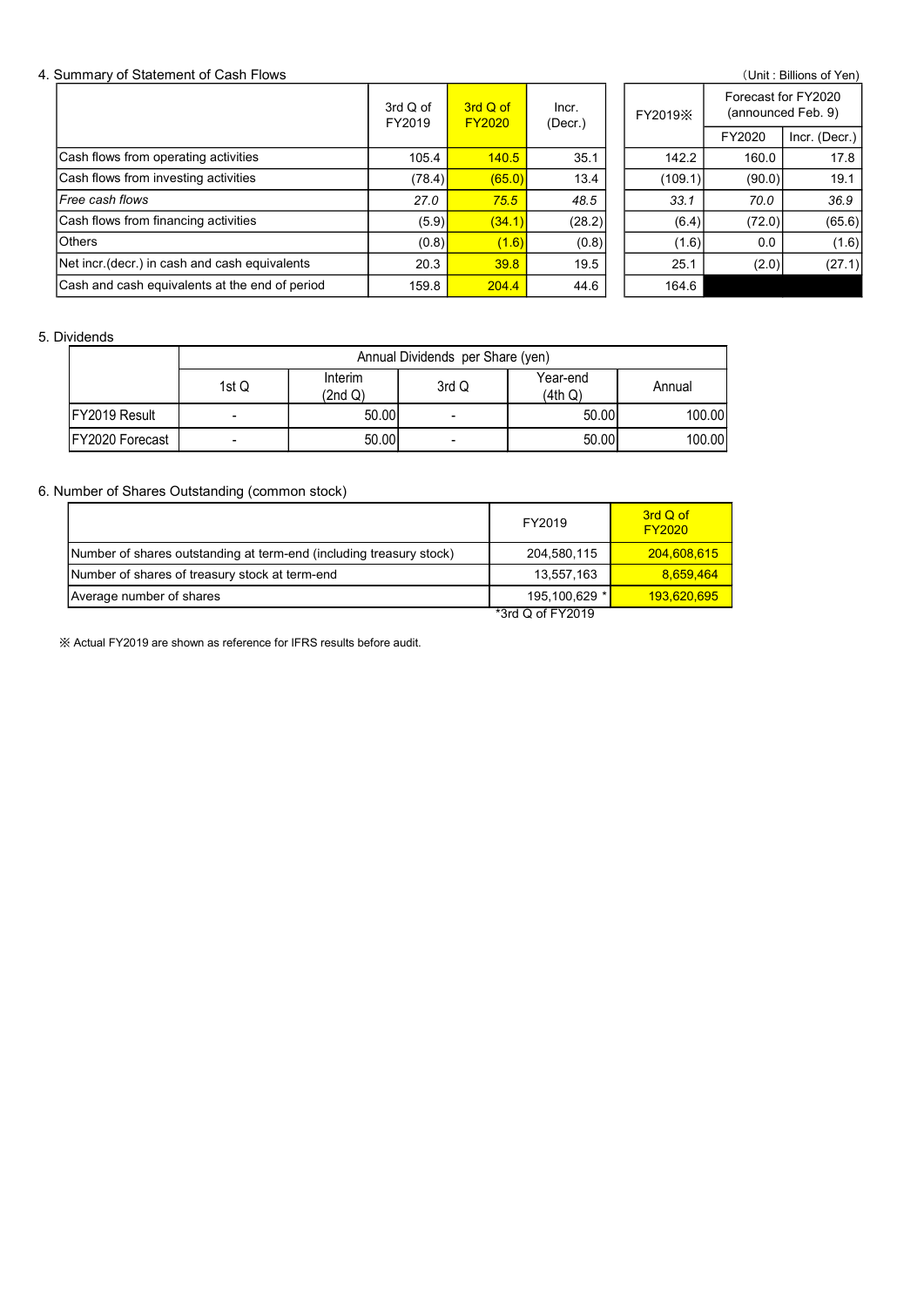## 4. Summary of Statement of Cash Flows

（Unit : Billions of Yen)

| | 3rd Q of FY2019 | 3rd Q of FY2020 | Incr. (Decr.) | FY2019※ | Forecast for FY2020 (announced Feb. 9) | |
|---|---|---|---|---|---|---|
| | | | | | FY2020 | Incr. (Decr.) |
| Cash flows from operating activities | 105.4 | 140.5 | 35.1 | 142.2 | 160.0 | 17.8 |
| Cash flows from investing activities | (78.4) | (65.0) | 13.4 | (109.1) | (90.0) | 19.1 |
| *Free cash flows* | *27.0* | *75.5* | *48.5* | *33.1* | *70.0* | *36.9* |
| Cash flows from financing activities | (5.9) | (34.1) | (28.2) | (6.4) | (72.0) | (65.6) |
| Others | (0.8) | (1.6) | (0.8) | (1.6) | 0.0 | (1.6) |
| Net incr.(decr.) in cash and cash equivalents | 20.3 | 39.8 | 19.5 | 25.1 | (2.0) | (27.1) |
| Cash and cash equivalents at the end of period | 159.8 | 204.4 | 44.6 | 164.6 | | |

## 5. Dividends

| | Annual Dividends per Share (yen) | | | | |
|---|---|---|---|---|---|
| | 1st Q | Interim (2nd Q) | 3rd Q | Year-end (4th Q) | Annual |
| FY2019 Result | - | 50.00 | - | 50.00 | 100.00 |
| FY2020 Forecast | - | 50.00 | - | 50.00 | 100.00 |

## 6. Number of Shares Outstanding (common stock)

| | FY2019 | 3rd Q of FY2020 |
|---|---|---|
| Number of shares outstanding at term-end (including treasury stock) | 204,580,115 | 204,608,615 |
| Number of shares of treasury stock at term-end | 13,557,163 | 8,659,464 |
| Average number of shares | 195,100,629 * | 193,620,695 |

*3rd Q of FY2019

※ Actual FY2019 are shown as reference for IFRS results before audit.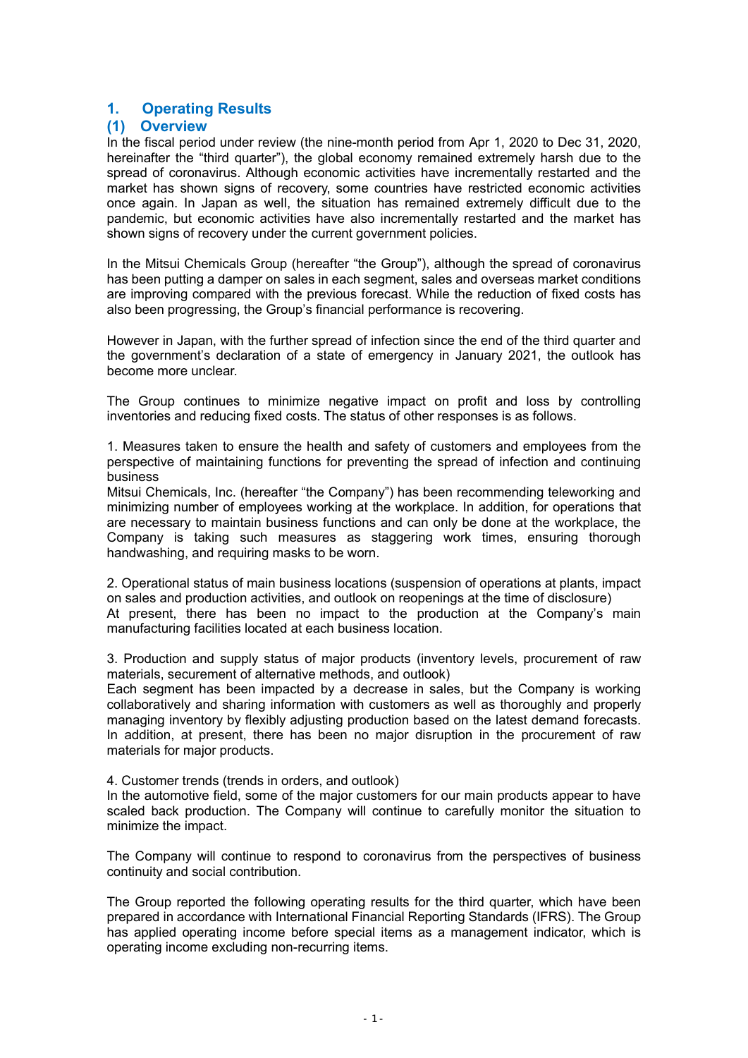## 1. Operating Results

### (1) Overview

In the fiscal period under review (the nine-month period from Apr 1, 2020 to Dec 31, 2020, hereinafter the "third quarter"), the global economy remained extremely harsh due to the spread of coronavirus. Although economic activities have incrementally restarted and the market has shown signs of recovery, some countries have restricted economic activities once again. In Japan as well, the situation has remained extremely difficult due to the pandemic, but economic activities have also incrementally restarted and the market has shown signs of recovery under the current government policies.

In the Mitsui Chemicals Group (hereafter "the Group"), although the spread of coronavirus has been putting a damper on sales in each segment, sales and overseas market conditions are improving compared with the previous forecast. While the reduction of fixed costs has also been progressing, the Group's financial performance is recovering.

However in Japan, with the further spread of infection since the end of the third quarter and the government's declaration of a state of emergency in January 2021, the outlook has become more unclear.

The Group continues to minimize negative impact on profit and loss by controlling inventories and reducing fixed costs. The status of other responses is as follows.

1. Measures taken to ensure the health and safety of customers and employees from the perspective of maintaining functions for preventing the spread of infection and continuing business

Mitsui Chemicals, Inc. (hereafter "the Company") has been recommending teleworking and minimizing number of employees working at the workplace. In addition, for operations that are necessary to maintain business functions and can only be done at the workplace, the Company is taking such measures as staggering work times, ensuring thorough handwashing, and requiring masks to be worn.

2. Operational status of main business locations (suspension of operations at plants, impact on sales and production activities, and outlook on reopenings at the time of disclosure)

At present, there has been no impact to the production at the Company's main manufacturing facilities located at each business location.

3. Production and supply status of major products (inventory levels, procurement of raw materials, securement of alternative methods, and outlook)

Each segment has been impacted by a decrease in sales, but the Company is working collaboratively and sharing information with customers as well as thoroughly and properly managing inventory by flexibly adjusting production based on the latest demand forecasts. In addition, at present, there has been no major disruption in the procurement of raw materials for major products.

4. Customer trends (trends in orders, and outlook)

In the automotive field, some of the major customers for our main products appear to have scaled back production. The Company will continue to carefully monitor the situation to minimize the impact.

The Company will continue to respond to coronavirus from the perspectives of business continuity and social contribution.

The Group reported the following operating results for the third quarter, which have been prepared in accordance with International Financial Reporting Standards (IFRS). The Group has applied operating income before special items as a management indicator, which is operating income excluding non-recurring items.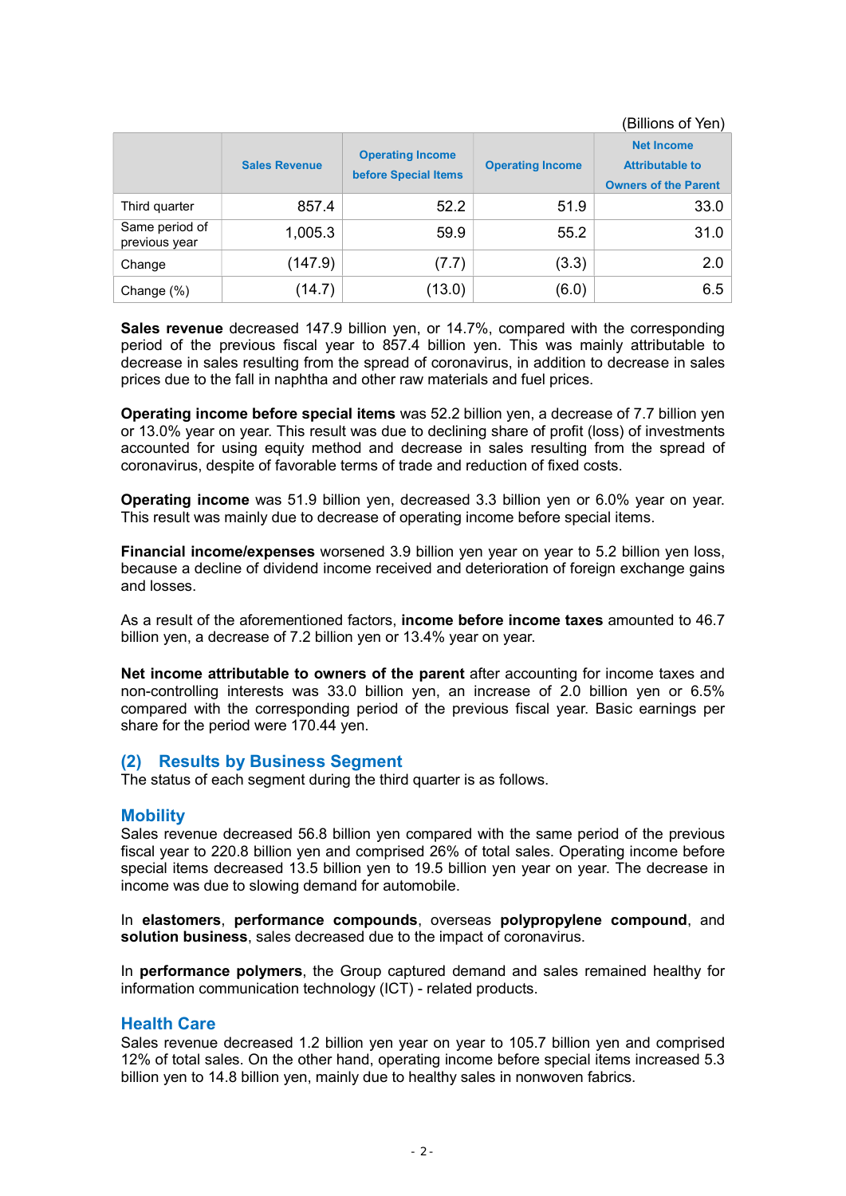(Billions of Yen)

| | Sales Revenue | Operating Income before Special Items | Operating Income | Net Income Attributable to Owners of the Parent |
|---|---|---|---|---|
| Third quarter | 857.4 | 52.2 | 51.9 | 33.0 |
| Same period of previous year | 1,005.3 | 59.9 | 55.2 | 31.0 |
| Change | (147.9) | (7.7) | (3.3) | 2.0 |
| Change (%) | (14.7) | (13.0) | (6.0) | 6.5 |

**Sales revenue** decreased 147.9 billion yen, or 14.7%, compared with the corresponding period of the previous fiscal year to 857.4 billion yen. This was mainly attributable to decrease in sales resulting from the spread of coronavirus, in addition to decrease in sales prices due to the fall in naphtha and other raw materials and fuel prices.

**Operating income before special items** was 52.2 billion yen, a decrease of 7.7 billion yen or 13.0% year on year. This result was due to declining share of profit (loss) of investments accounted for using equity method and decrease in sales resulting from the spread of coronavirus, despite of favorable terms of trade and reduction of fixed costs.

**Operating income** was 51.9 billion yen, decreased 3.3 billion yen or 6.0% year on year. This result was mainly due to decrease of operating income before special items.

**Financial income/expenses** worsened 3.9 billion yen year on year to 5.2 billion yen loss, because a decline of dividend income received and deterioration of foreign exchange gains and losses.

As a result of the aforementioned factors, **income before income taxes** amounted to 46.7 billion yen, a decrease of 7.2 billion yen or 13.4% year on year.

**Net income attributable to owners of the parent** after accounting for income taxes and non-controlling interests was 33.0 billion yen, an increase of 2.0 billion yen or 6.5% compared with the corresponding period of the previous fiscal year. Basic earnings per share for the period were 170.44 yen.

## (2) Results by Business Segment

The status of each segment during the third quarter is as follows.

### Mobility

Sales revenue decreased 56.8 billion yen compared with the same period of the previous fiscal year to 220.8 billion yen and comprised 26% of total sales. Operating income before special items decreased 13.5 billion yen to 19.5 billion yen year on year. The decrease in income was due to slowing demand for automobile.

In **elastomers**, **performance compounds**, overseas **polypropylene compound**, and **solution business**, sales decreased due to the impact of coronavirus.

In **performance polymers**, the Group captured demand and sales remained healthy for information communication technology (ICT) - related products.

### Health Care

Sales revenue decreased 1.2 billion yen year on year to 105.7 billion yen and comprised 12% of total sales. On the other hand, operating income before special items increased 5.3 billion yen to 14.8 billion yen, mainly due to healthy sales in nonwoven fabrics.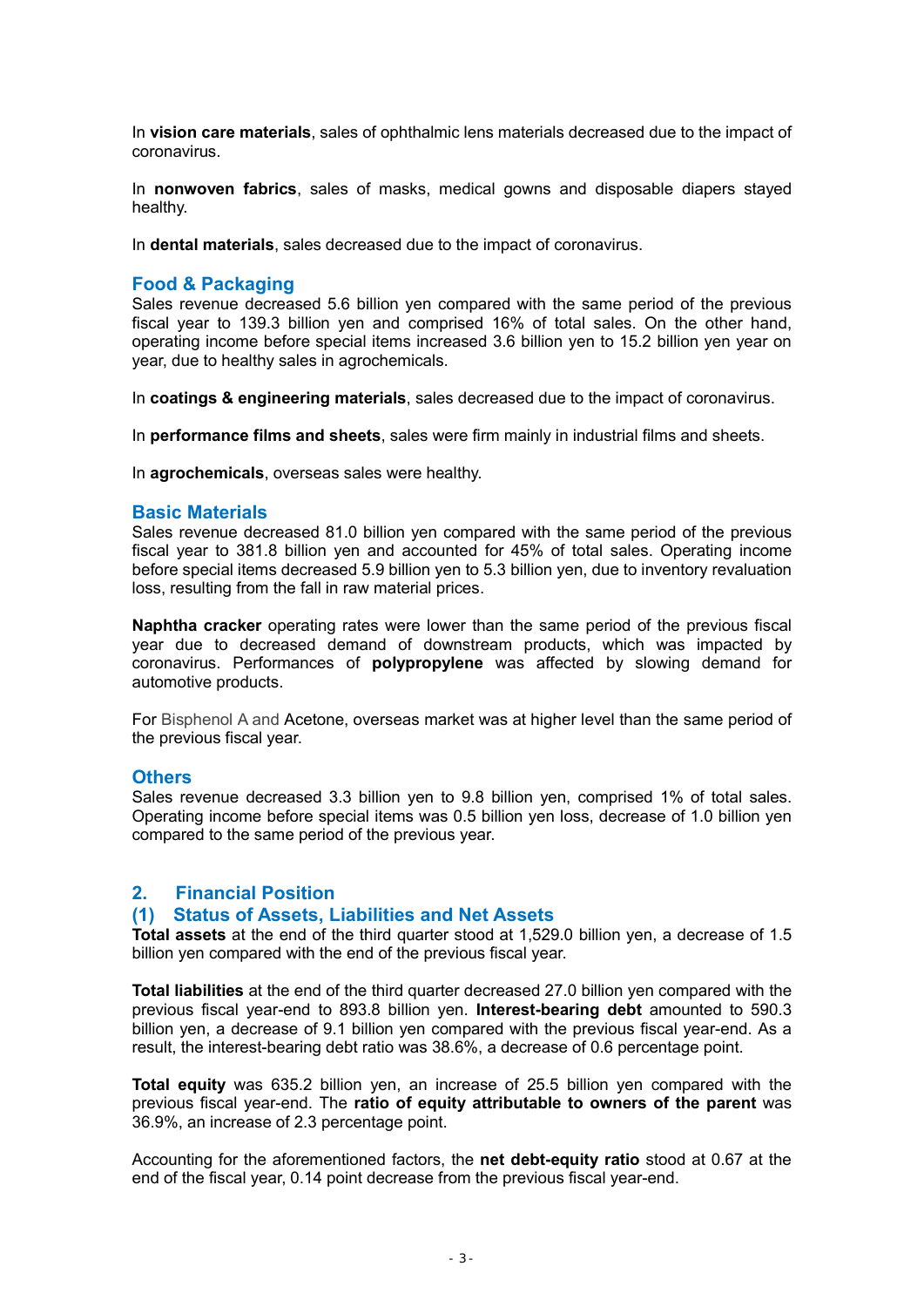In **vision care materials**, sales of ophthalmic lens materials decreased due to the impact of coronavirus.

In **nonwoven fabrics**, sales of masks, medical gowns and disposable diapers stayed healthy.

In **dental materials**, sales decreased due to the impact of coronavirus.

### Food & Packaging

Sales revenue decreased 5.6 billion yen compared with the same period of the previous fiscal year to 139.3 billion yen and comprised 16% of total sales. On the other hand, operating income before special items increased 3.6 billion yen to 15.2 billion yen year on year, due to healthy sales in agrochemicals.

In **coatings & engineering materials**, sales decreased due to the impact of coronavirus.

In **performance films and sheets**, sales were firm mainly in industrial films and sheets.

In **agrochemicals**, overseas sales were healthy.

### Basic Materials

Sales revenue decreased 81.0 billion yen compared with the same period of the previous fiscal year to 381.8 billion yen and accounted for 45% of total sales. Operating income before special items decreased 5.9 billion yen to 5.3 billion yen, due to inventory revaluation loss, resulting from the fall in raw material prices.

**Naphtha cracker** operating rates were lower than the same period of the previous fiscal year due to decreased demand of downstream products, which was impacted by coronavirus. Performances of **polypropylene** was affected by slowing demand for automotive products.

For Bisphenol A and Acetone, overseas market was at higher level than the same period of the previous fiscal year.

### Others

Sales revenue decreased 3.3 billion yen to 9.8 billion yen, comprised 1% of total sales. Operating income before special items was 0.5 billion yen loss, decrease of 1.0 billion yen compared to the same period of the previous year.

## 2. Financial Position

### (1) Status of Assets, Liabilities and Net Assets

**Total assets** at the end of the third quarter stood at 1,529.0 billion yen, a decrease of 1.5 billion yen compared with the end of the previous fiscal year.

**Total liabilities** at the end of the third quarter decreased 27.0 billion yen compared with the previous fiscal year-end to 893.8 billion yen. **Interest-bearing debt** amounted to 590.3 billion yen, a decrease of 9.1 billion yen compared with the previous fiscal year-end. As a result, the interest-bearing debt ratio was 38.6%, a decrease of 0.6 percentage point.

**Total equity** was 635.2 billion yen, an increase of 25.5 billion yen compared with the previous fiscal year-end. The **ratio of equity attributable to owners of the parent** was 36.9%, an increase of 2.3 percentage point.

Accounting for the aforementioned factors, the **net debt-equity ratio** stood at 0.67 at the end of the fiscal year, 0.14 point decrease from the previous fiscal year-end.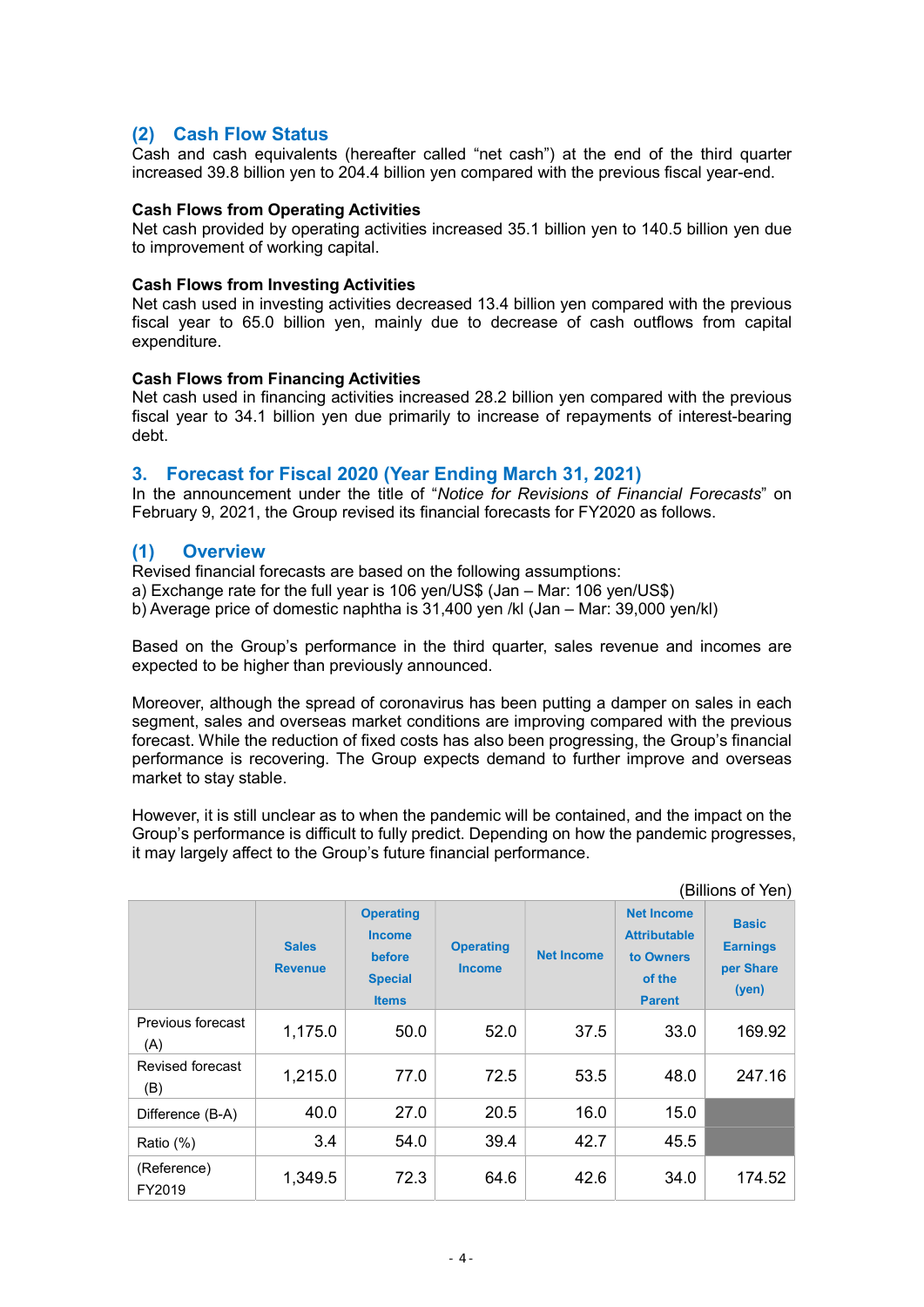## (2) Cash Flow Status

Cash and cash equivalents (hereafter called "net cash") at the end of the third quarter increased 39.8 billion yen to 204.4 billion yen compared with the previous fiscal year-end.

**Cash Flows from Operating Activities**

Net cash provided by operating activities increased 35.1 billion yen to 140.5 billion yen due to improvement of working capital.

**Cash Flows from Investing Activities**

Net cash used in investing activities decreased 13.4 billion yen compared with the previous fiscal year to 65.0 billion yen, mainly due to decrease of cash outflows from capital expenditure.

**Cash Flows from Financing Activities**

Net cash used in financing activities increased 28.2 billion yen compared with the previous fiscal year to 34.1 billion yen due primarily to increase of repayments of interest-bearing debt.

## 3. Forecast for Fiscal 2020 (Year Ending March 31, 2021)

In the announcement under the title of "*Notice for Revisions of Financial Forecasts*" on February 9, 2021, the Group revised its financial forecasts for FY2020 as follows.

## (1) Overview

Revised financial forecasts are based on the following assumptions:
a) Exchange rate for the full year is 106 yen/US$ (Jan – Mar: 106 yen/US$)
b) Average price of domestic naphtha is 31,400 yen /kl (Jan – Mar: 39,000 yen/kl)

Based on the Group's performance in the third quarter, sales revenue and incomes are expected to be higher than previously announced.

Moreover, although the spread of coronavirus has been putting a damper on sales in each segment, sales and overseas market conditions are improving compared with the previous forecast. While the reduction of fixed costs has also been progressing, the Group's financial performance is recovering. The Group expects demand to further improve and overseas market to stay stable.

However, it is still unclear as to when the pandemic will be contained, and the impact on the Group's performance is difficult to fully predict. Depending on how the pandemic progresses, it may largely affect to the Group's future financial performance.

(Billions of Yen)

| | Sales Revenue | Operating Income before Special Items | Operating Income | Net Income | Net Income Attributable to Owners of the Parent | Basic Earnings per Share (yen) |
|---|---|---|---|---|---|---|
| Previous forecast (A) | 1,175.0 | 50.0 | 52.0 | 37.5 | 33.0 | 169.92 |
| Revised forecast (B) | 1,215.0 | 77.0 | 72.5 | 53.5 | 48.0 | 247.16 |
| Difference (B-A) | 40.0 | 27.0 | 20.5 | 16.0 | 15.0 | |
| Ratio (%) | 3.4 | 54.0 | 39.4 | 42.7 | 45.5 | |
| (Reference) FY2019 | 1,349.5 | 72.3 | 64.6 | 42.6 | 34.0 | 174.52 |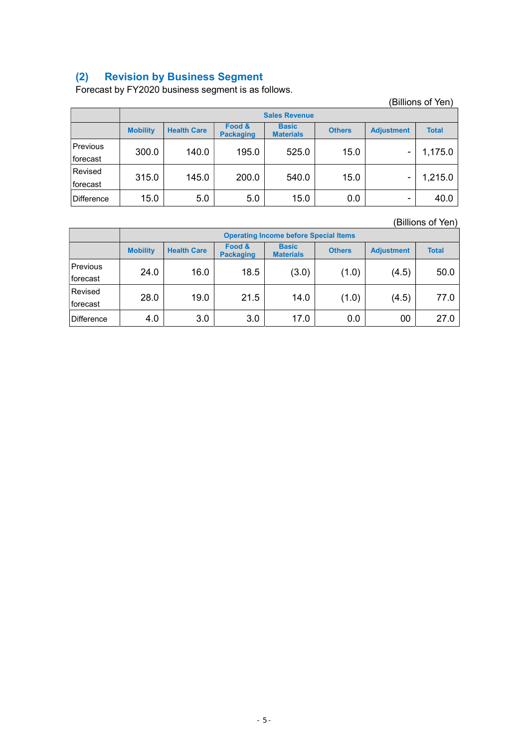## (2) Revision by Business Segment

Forecast by FY2020 business segment is as follows.

(Billions of Yen)

| | Sales Revenue | | | | | | |
|---|---|---|---|---|---|---|---|
| | Mobility | Health Care | Food & Packaging | Basic Materials | Others | Adjustment | Total |
| Previous forecast | 300.0 | 140.0 | 195.0 | 525.0 | 15.0 | - | 1,175.0 |
| Revised forecast | 315.0 | 145.0 | 200.0 | 540.0 | 15.0 | - | 1,215.0 |
| Difference | 15.0 | 5.0 | 5.0 | 15.0 | 0.0 | - | 40.0 |

(Billions of Yen)

| | Operating Income before Special Items | | | | | | |
|---|---|---|---|---|---|---|---|
| | Mobility | Health Care | Food & Packaging | Basic Materials | Others | Adjustment | Total |
| Previous forecast | 24.0 | 16.0 | 18.5 | (3.0) | (1.0) | (4.5) | 50.0 |
| Revised forecast | 28.0 | 19.0 | 21.5 | 14.0 | (1.0) | (4.5) | 77.0 |
| Difference | 4.0 | 3.0 | 3.0 | 17.0 | 0.0 | 00 | 27.0 |